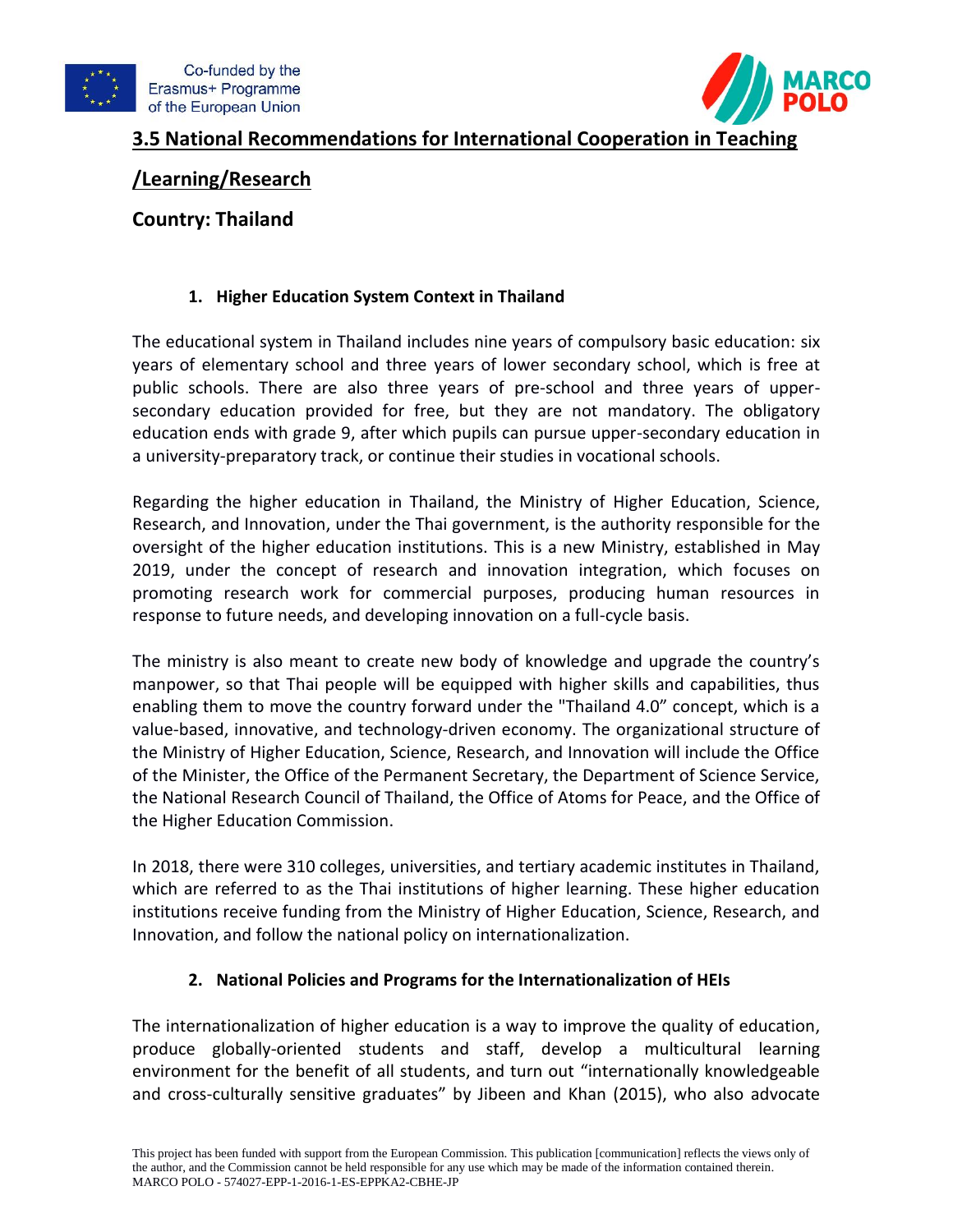## 3.5 National Recommendations for International Cooperation in Teaching /Learning/Research

## Country: Thailand

### 1. Higher Education System Context in Thailand

The educational system in Thailand includes nine years of compulsory basic education: six years of elementary school and three years of lower secondary school, which is free at public schools. There are also three years of pre-school and three years of upper-secondary education provided for free, but they are not mandatory. The obligatory education ends with grade 9, after which pupils can pursue upper-secondary education in a university-preparatory track, or continue their studies in vocational schools.

Regarding the higher education in Thailand, the Ministry of Higher Education, Science, Research, and Innovation, under the Thai government, is the authority responsible for the oversight of the higher education institutions. This is a new Ministry, established in May 2019, under the concept of research and innovation integration, which focuses on promoting research work for commercial purposes, producing human resources in response to future needs, and developing innovation on a full-cycle basis.

The ministry is also meant to create new body of knowledge and upgrade the country's manpower, so that Thai people will be equipped with higher skills and capabilities, thus enabling them to move the country forward under the "Thailand 4.0" concept, which is a value-based, innovative, and technology-driven economy. The organizational structure of the Ministry of Higher Education, Science, Research, and Innovation will include the Office of the Minister, the Office of the Permanent Secretary, the Department of Science Service, the National Research Council of Thailand, the Office of Atoms for Peace, and the Office of the Higher Education Commission.

In 2018, there were 310 colleges, universities, and tertiary academic institutes in Thailand, which are referred to as the Thai institutions of higher learning. These higher education institutions receive funding from the Ministry of Higher Education, Science, Research, and Innovation, and follow the national policy on internationalization.

### 2. National Policies and Programs for the Internationalization of HEIs

The internationalization of higher education is a way to improve the quality of education, produce globally-oriented students and staff, develop a multicultural learning environment for the benefit of all students, and turn out "internationally knowledgeable and cross-culturally sensitive graduates" by Jibeen and Khan (2015), who also advocate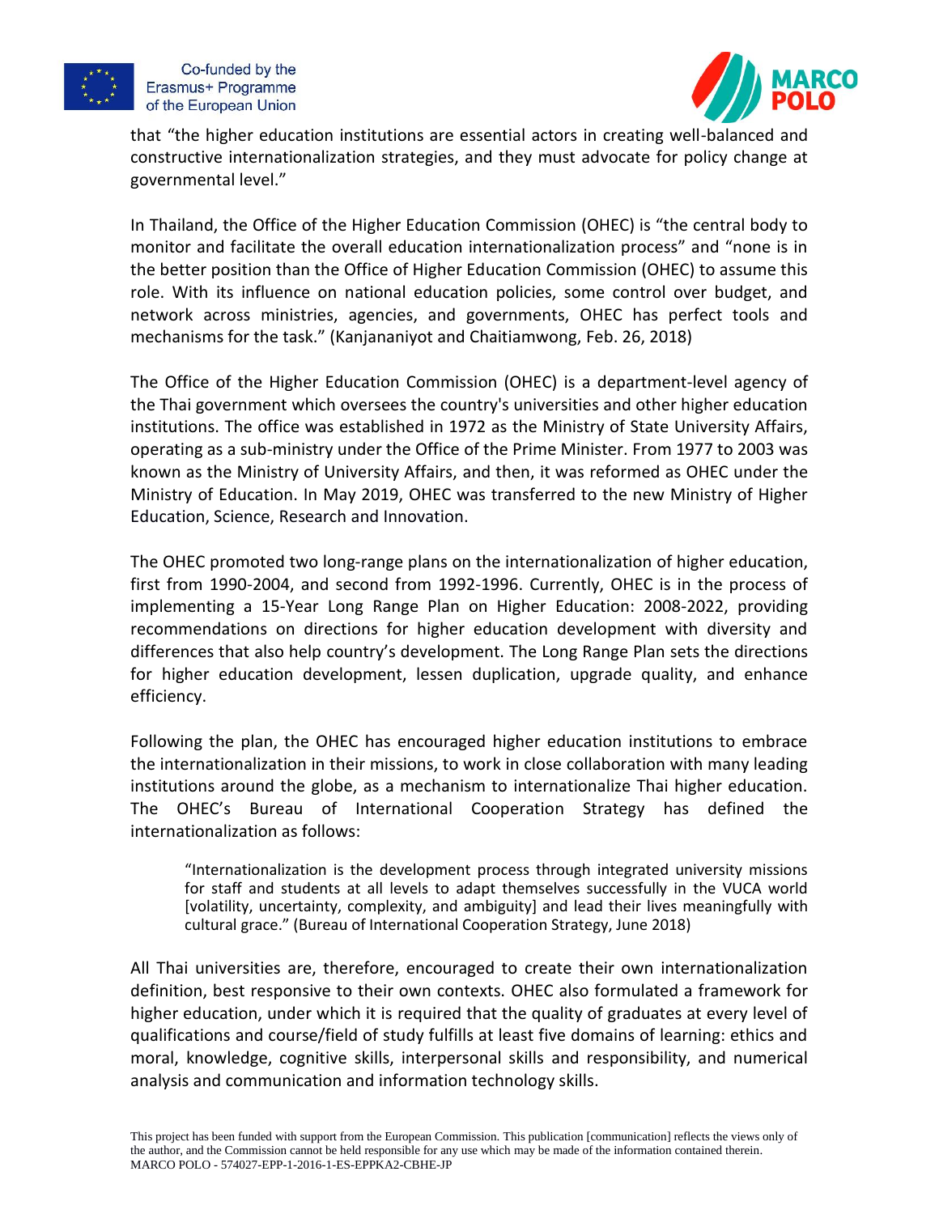that "the higher education institutions are essential actors in creating well-balanced and constructive internationalization strategies, and they must advocate for policy change at governmental level."

In Thailand, the Office of the Higher Education Commission (OHEC) is "the central body to monitor and facilitate the overall education internationalization process" and "none is in the better position than the Office of Higher Education Commission (OHEC) to assume this role. With its influence on national education policies, some control over budget, and network across ministries, agencies, and governments, OHEC has perfect tools and mechanisms for the task." (Kanjananiyot and Chaitiamwong, Feb. 26, 2018)

The Office of the Higher Education Commission (OHEC) is a department-level agency of the Thai government which oversees the country's universities and other higher education institutions. The office was established in 1972 as the Ministry of State University Affairs, operating as a sub-ministry under the Office of the Prime Minister. From 1977 to 2003 was known as the Ministry of University Affairs, and then, it was reformed as OHEC under the Ministry of Education. In May 2019, OHEC was transferred to the new Ministry of Higher Education, Science, Research and Innovation.

The OHEC promoted two long-range plans on the internationalization of higher education, first from 1990-2004, and second from 1992-1996. Currently, OHEC is in the process of implementing a 15-Year Long Range Plan on Higher Education: 2008-2022, providing recommendations on directions for higher education development with diversity and differences that also help country's development. The Long Range Plan sets the directions for higher education development, lessen duplication, upgrade quality, and enhance efficiency.

Following the plan, the OHEC has encouraged higher education institutions to embrace the internationalization in their missions, to work in close collaboration with many leading institutions around the globe, as a mechanism to internationalize Thai higher education. The OHEC's Bureau of International Cooperation Strategy has defined the internationalization as follows:

> "Internationalization is the development process through integrated university missions for staff and students at all levels to adapt themselves successfully in the VUCA world [volatility, uncertainty, complexity, and ambiguity] and lead their lives meaningfully with cultural grace." (Bureau of International Cooperation Strategy, June 2018)

All Thai universities are, therefore, encouraged to create their own internationalization definition, best responsive to their own contexts. OHEC also formulated a framework for higher education, under which it is required that the quality of graduates at every level of qualifications and course/field of study fulfills at least five domains of learning: ethics and moral, knowledge, cognitive skills, interpersonal skills and responsibility, and numerical analysis and communication and information technology skills.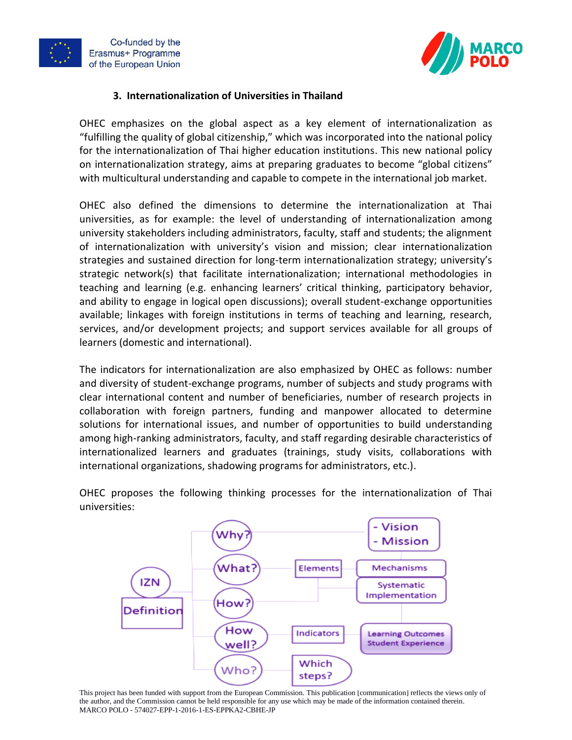### 3. Internationalization of Universities in Thailand

OHEC emphasizes on the global aspect as a key element of internationalization as "fulfilling the quality of global citizenship," which was incorporated into the national policy for the internationalization of Thai higher education institutions. This new national policy on internationalization strategy, aims at preparing graduates to become "global citizens" with multicultural understanding and capable to compete in the international job market.

OHEC also defined the dimensions to determine the internationalization at Thai universities, as for example: the level of understanding of internationalization among university stakeholders including administrators, faculty, staff and students; the alignment of internationalization with university's vision and mission; clear internationalization strategies and sustained direction for long-term internationalization strategy; university's strategic network(s) that facilitate internationalization; international methodologies in teaching and learning (e.g. enhancing learners' critical thinking, participatory behavior, and ability to engage in logical open discussions); overall student-exchange opportunities available; linkages with foreign institutions in terms of teaching and learning, research, services, and/or development projects; and support services available for all groups of learners (domestic and international).

The indicators for internationalization are also emphasized by OHEC as follows: number and diversity of student-exchange programs, number of subjects and study programs with clear international content and number of beneficiaries, number of research projects in collaboration with foreign partners, funding and manpower allocated to determine solutions for international issues, and number of opportunities to build understanding among high-ranking administrators, faculty, and staff regarding desirable characteristics of internationalized learners and graduates (trainings, study visits, collaborations with international organizations, shadowing programs for administrators, etc.).

OHEC proposes the following thinking processes for the internationalization of Thai universities: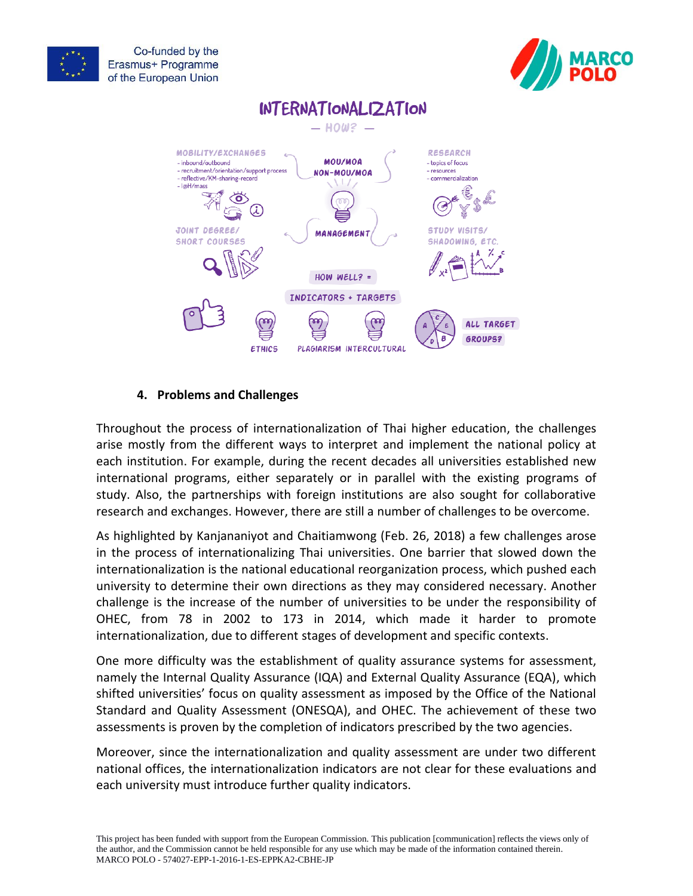## INTERNATIONALIZATION

— HOW? —

**MOBILITY/EXCHANGES**
- inbound/outbound
- recruitment/orientation/support process
- reflective/KM-sharing-record
- I@H/mass

**MOU/MOA**
**NON-MOU/MOA**

**RESEARCH**
- topics of focus
- resources
- commercialization

**JOINT DEGREE/ SHORT COURSES**

**MANAGEMENT**

**STUDY VISITS/ SHADOWING, ETC.**

HOW WELL? =

INDICATORS + TARGETS

ETHICS PLAGIARISM INTERCULTURAL

ALL TARGET GROUPS?

### 4. Problems and Challenges

Throughout the process of internationalization of Thai higher education, the challenges arise mostly from the different ways to interpret and implement the national policy at each institution. For example, during the recent decades all universities established new international programs, either separately or in parallel with the existing programs of study. Also, the partnerships with foreign institutions are also sought for collaborative research and exchanges. However, there are still a number of challenges to be overcome.

As highlighted by Kanjananiyot and Chaitiamwong (Feb. 26, 2018) a few challenges arose in the process of internationalizing Thai universities. One barrier that slowed down the internationalization is the national educational reorganization process, which pushed each university to determine their own directions as they may considered necessary. Another challenge is the increase of the number of universities to be under the responsibility of OHEC, from 78 in 2002 to 173 in 2014, which made it harder to promote internationalization, due to different stages of development and specific contexts.

One more difficulty was the establishment of quality assurance systems for assessment, namely the Internal Quality Assurance (IQA) and External Quality Assurance (EQA), which shifted universities' focus on quality assessment as imposed by the Office of the National Standard and Quality Assessment (ONESQA), and OHEC. The achievement of these two assessments is proven by the completion of indicators prescribed by the two agencies.

Moreover, since the internationalization and quality assessment are under two different national offices, the internationalization indicators are not clear for these evaluations and each university must introduce further quality indicators.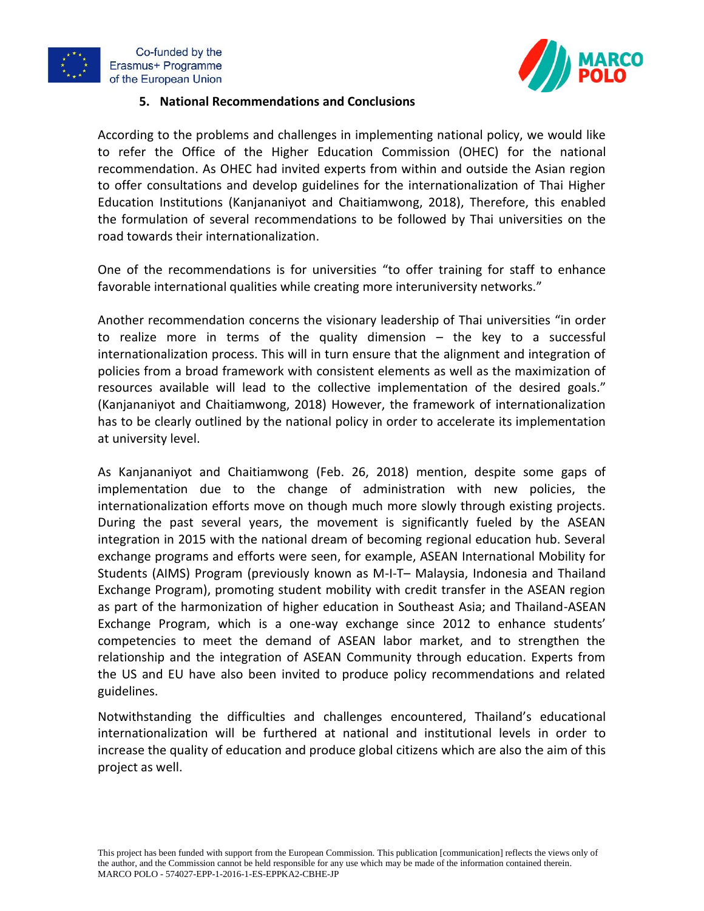## 5. National Recommendations and Conclusions

According to the problems and challenges in implementing national policy, we would like to refer the Office of the Higher Education Commission (OHEC) for the national recommendation. As OHEC had invited experts from within and outside the Asian region to offer consultations and develop guidelines for the internationalization of Thai Higher Education Institutions (Kanjananiyot and Chaitiamwong, 2018), Therefore, this enabled the formulation of several recommendations to be followed by Thai universities on the road towards their internationalization.

One of the recommendations is for universities "to offer training for staff to enhance favorable international qualities while creating more interuniversity networks."

Another recommendation concerns the visionary leadership of Thai universities "in order to realize more in terms of the quality dimension – the key to a successful internationalization process. This will in turn ensure that the alignment and integration of policies from a broad framework with consistent elements as well as the maximization of resources available will lead to the collective implementation of the desired goals." (Kanjananiyot and Chaitiamwong, 2018) However, the framework of internationalization has to be clearly outlined by the national policy in order to accelerate its implementation at university level.

As Kanjananiyot and Chaitiamwong (Feb. 26, 2018) mention, despite some gaps of implementation due to the change of administration with new policies, the internationalization efforts move on though much more slowly through existing projects. During the past several years, the movement is significantly fueled by the ASEAN integration in 2015 with the national dream of becoming regional education hub. Several exchange programs and efforts were seen, for example, ASEAN International Mobility for Students (AIMS) Program (previously known as M-I-T– Malaysia, Indonesia and Thailand Exchange Program), promoting student mobility with credit transfer in the ASEAN region as part of the harmonization of higher education in Southeast Asia; and Thailand-ASEAN Exchange Program, which is a one-way exchange since 2012 to enhance students' competencies to meet the demand of ASEAN labor market, and to strengthen the relationship and the integration of ASEAN Community through education. Experts from the US and EU have also been invited to produce policy recommendations and related guidelines.

Notwithstanding the difficulties and challenges encountered, Thailand's educational internationalization will be furthered at national and institutional levels in order to increase the quality of education and produce global citizens which are also the aim of this project as well.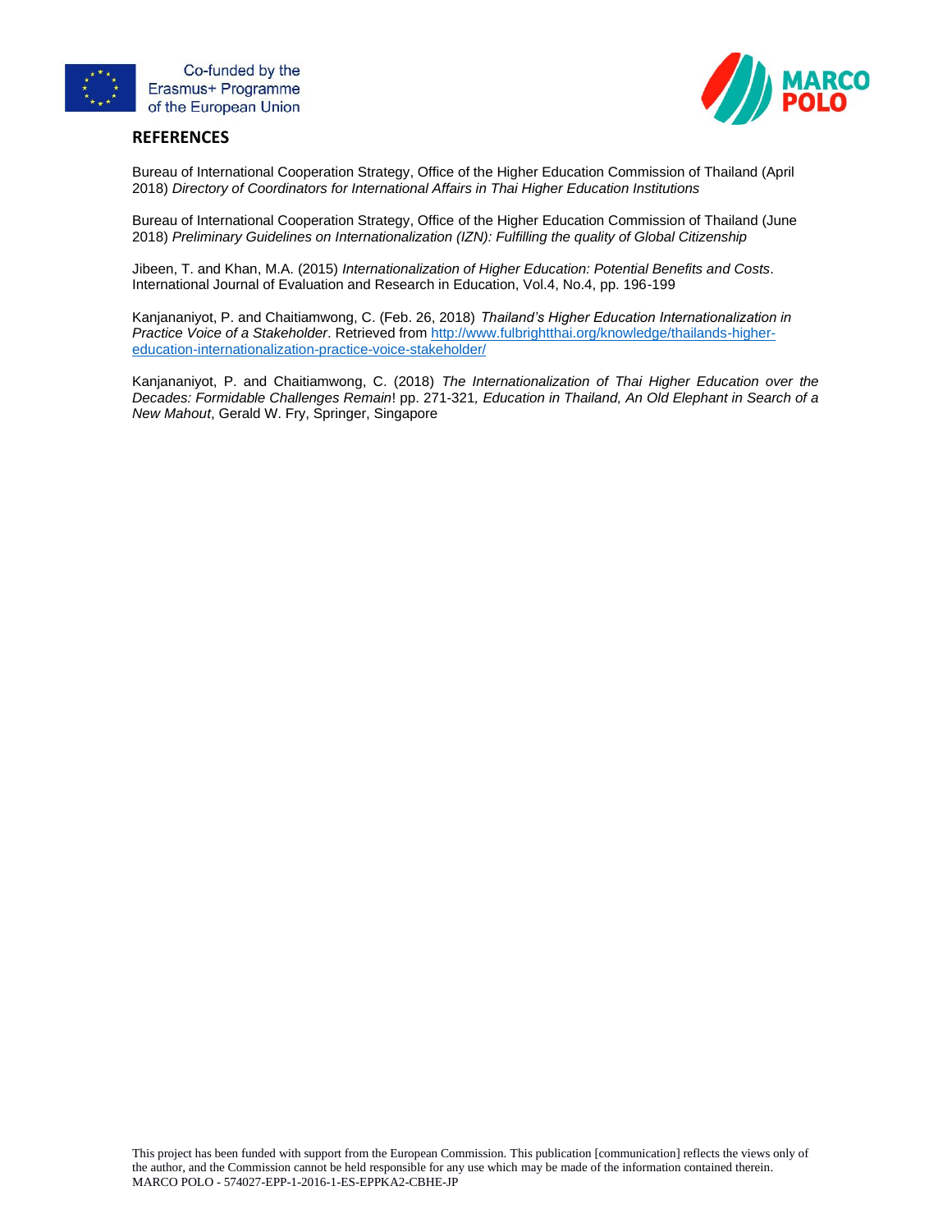## REFERENCES

Bureau of International Cooperation Strategy, Office of the Higher Education Commission of Thailand (April 2018) *Directory of Coordinators for International Affairs in Thai Higher Education Institutions*

Bureau of International Cooperation Strategy, Office of the Higher Education Commission of Thailand (June 2018) *Preliminary Guidelines on Internationalization (IZN): Fulfilling the quality of Global Citizenship*

Jibeen, T. and Khan, M.A. (2015) *Internationalization of Higher Education: Potential Benefits and Costs*. International Journal of Evaluation and Research in Education, Vol.4, No.4, pp. 196-199

Kanjananiyot, P. and Chaitiamwong, C. (Feb. 26, 2018) *Thailand's Higher Education Internationalization in Practice Voice of a Stakeholder*. Retrieved from [http://www.fulbrightthai.org/knowledge/thailands-higher-education-internationalization-practice-voice-stakeholder/](http://www.fulbrightthai.org/knowledge/thailands-higher-education-internationalization-practice-voice-stakeholder/)

Kanjananiyot, P. and Chaitiamwong, C. (2018) *The Internationalization of Thai Higher Education over the Decades: Formidable Challenges Remain*! pp. 271-321*, Education in Thailand, An Old Elephant in Search of a New Mahout*, Gerald W. Fry, Springer, Singapore

This project has been funded with support from the European Commission. This publication [communication] reflects the views only of the author, and the Commission cannot be held responsible for any use which may be made of the information contained therein.
MARCO POLO - 574027-EPP-1-2016-1-ES-EPPKA2-CBHE-JP